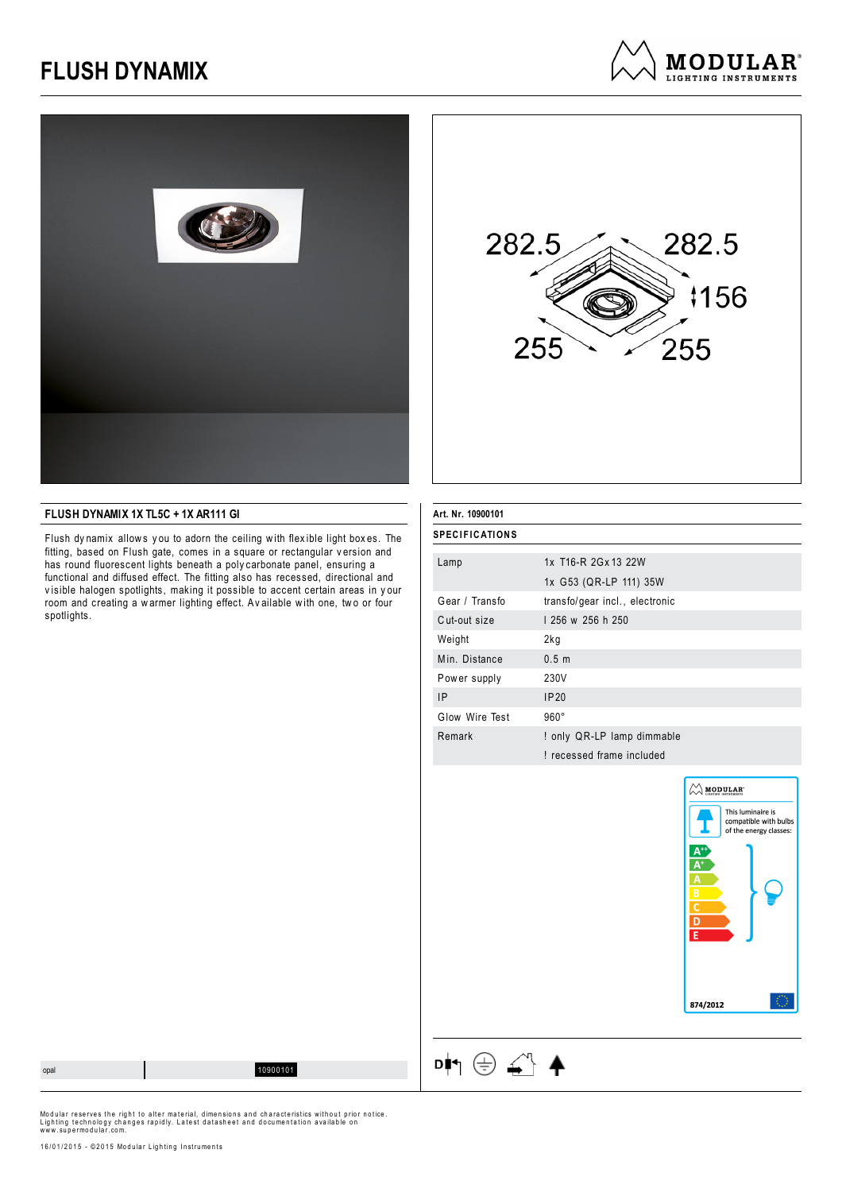# FLUSH DYNAMIX

MODULAR
LIGHTING INSTRUMENTS

282.5
282.5
156
255
255

## FLUSH DYNAMIX 1X TL5C + 1X AR111 GI

Flush dynamix allows you to adorn the ceiling with flexible light boxes. The fitting, based on Flush gate, comes in a square or rectangular version and has round fluorescent lights beneath a polycarbonate panel, ensuring a functional and diffused effect. The fitting also has recessed, directional and visible halogen spotlights, making it possible to accent certain areas in your room and creating a warmer lighting effect. Available with one, two or four spotlights.

| opal | | 10900101 |
|---|---|---|

**Art. Nr. 10900101**

**SPECIFICATIONS**

| | |
|---|---|
| Lamp | 1x T16-R 2Gx13 22W |
| | 1x G53 (QR-LP 111) 35W |
| Gear / Transfo | transfo/gear incl., electronic |
| Cut-out size | l 256 w 256 h 250 |
| Weight | 2kg |
| Min. Distance | 0.5 m |
| Power supply | 230V |
| IP | IP20 |
| Glow Wire Test | 960° |
| Remark | ! only QR-LP lamp dimmable |
| | ! recessed frame included |

MODULAR
This luminaire is compatible with bulbs of the energy classes:
A++
A+
A
B
C
D
E
874/2012

Modular reserves the right to alter material, dimensions and characteristics without prior notice. Lighting technology changes rapidly. Latest datasheet and documentation available on www.supermodular.com.

16/01/2015 - ©2015 Modular Lighting Instruments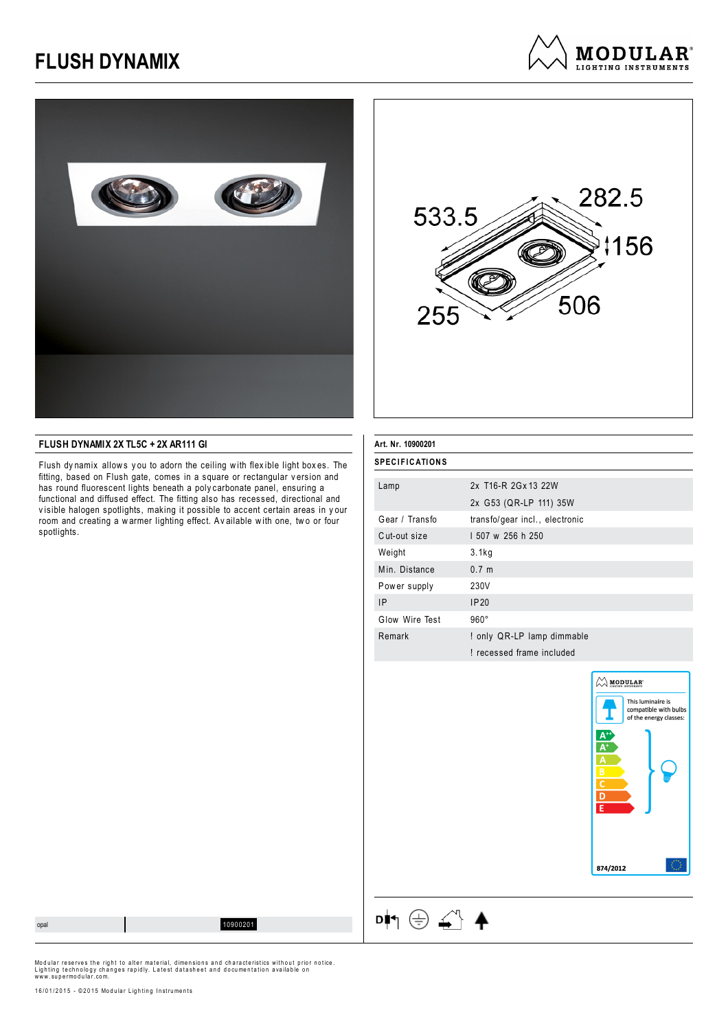# FLUSH DYNAMIX

MODULAR
LIGHTING INSTRUMENTS

533.5
282.5
156
255
506

## FLUSH DYNAMIX 2X TL5C + 2X AR111 GI

Flush dynamix allows you to adorn the ceiling with flexible light boxes. The fitting, based on Flush gate, comes in a square or rectangular version and has round fluorescent lights beneath a polycarbonate panel, ensuring a functional and diffused effect. The fitting also has recessed, directional and visible halogen spotlights, making it possible to accent certain areas in your room and creating a warmer lighting effect. Available with one, two or four spotlights.

**Art. Nr. 10900201**

### SPECIFICATIONS

| | |
|---|---|
| Lamp | 2x T16-R 2Gx13 22W |
| | 2x G53 (QR-LP 111) 35W |
| Gear / Transfo | transfo/gear incl., electronic |
| Cut-out size | l 507 w 256 h 250 |
| Weight | 3.1kg |
| Min. Distance | 0.7 m |
| Power supply | 230V |
| IP | IP20 |
| Glow Wire Test | 960° |
| Remark | ! only QR-LP lamp dimmable |
| | ! recessed frame included |

MODULAR
This luminaire is compatible with bulbs of the energy classes:
A++
A+
A
B
C
D
E
874/2012

| | |
|---|---|
| opal | 10900201 |

Modular reserves the right to alter material, dimensions and characteristics without prior notice. Lighting technology changes rapidly. Latest datasheet and documentation available on www.supermodular.com.

16/01/2015 - ©2015 Modular Lighting Instruments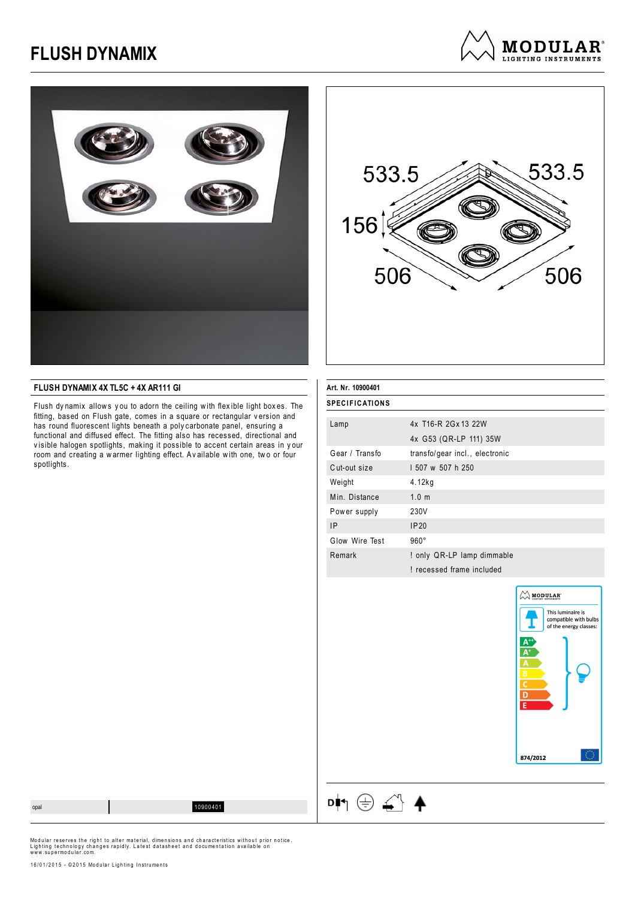# FLUSH DYNAMIX

MODULAR
LIGHTING INSTRUMENTS

533.5
533.5
156
506
506

## FLUSH DYNAMIX 4X TL5C + 4X AR111 GI

Flush dynamix allows you to adorn the ceiling with flexible light boxes. The fitting, based on Flush gate, comes in a square or rectangular version and has round fluorescent lights beneath a polycarbonate panel, ensuring a functional and diffused effect. The fitting also has recessed, directional and visible halogen spotlights, making it possible to accent certain areas in your room and creating a warmer lighting effect. Available with one, two or four spotlights.

**Art. Nr. 10900401**

### SPECIFICATIONS

| | |
|---|---|
| Lamp | 4x T16-R 2Gx13 22W |
| | 4x G53 (QR-LP 111) 35W |
| Gear / Transfo | transfo/gear incl., electronic |
| Cut-out size | l 507 w 507 h 250 |
| Weight | 4.12kg |
| Min. Distance | 1.0 m |
| Power supply | 230V |
| IP | IP20 |
| Glow Wire Test | 960° |
| Remark | ! only QR-LP lamp dimmable |
| | ! recessed frame included |

MODULAR

This luminaire is compatible with bulbs of the energy classes:

A++
A+
A
B
C
D
E

874/2012

| | |
|---|---|
| opal | 10900401 |

Modular reserves the right to alter material, dimensions and characteristics without prior notice. Lighting technology changes rapidly. Latest datasheet and documentation available on www.supermodular.com.

16/01/2015 - ©2015 Modular Lighting Instruments